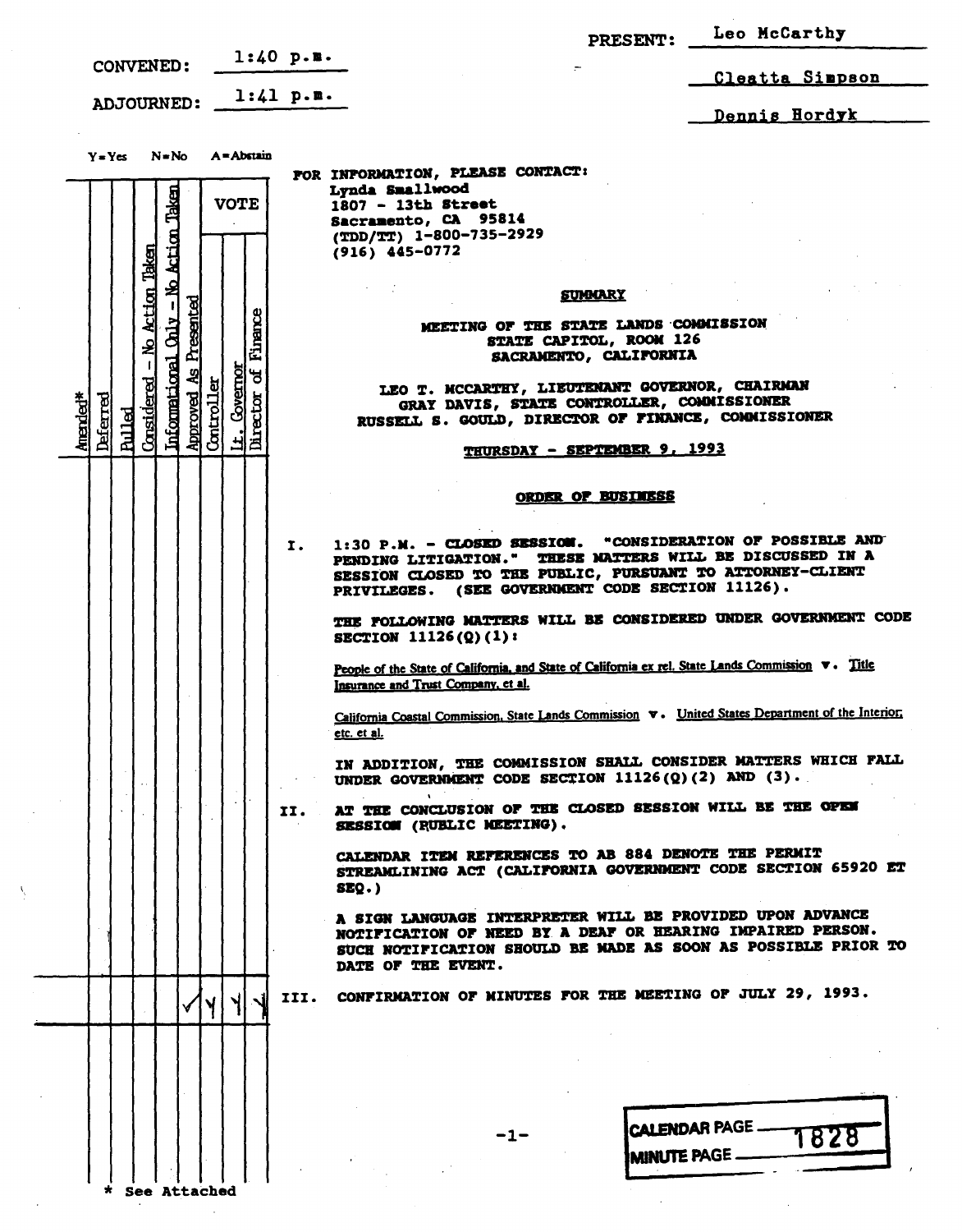CONVENED: 1:40 p.m.

ADJOURNED: 1:41 p.m.

PRESENT: Leo McCarthy

Cleatta Simpson

Dennis Hordyk

Y=Yes N=No A=Abstain

FOR INFORMATION, PLEASE CONTACT:
Lynda Smallwood
1807 - 13th Street
Sacramento, CA 95814
(TDD/TT) 1-800-735-2929
(916) 445-0772

## SUMMARY

### MEETING OF THE STATE LANDS COMMISSION
### STATE CAPITOL, ROOM 126
### SACRAMENTO, CALIFORNIA

LEO T. MCCARTHY, LIEUTENANT GOVERNOR, CHAIRMAN
GRAY DAVIS, STATE CONTROLLER, COMMISSIONER
RUSSELL S. GOULD, DIRECTOR OF FINANCE, COMMISSIONER

THURSDAY - SEPTEMBER 9, 1993

## ORDER OF BUSINESS

I. 1:30 P.M. - CLOSED SESSION. "CONSIDERATION OF POSSIBLE AND PENDING LITIGATION." THESE MATTERS WILL BE DISCUSSED IN A SESSION CLOSED TO THE PUBLIC, PURSUANT TO ATTORNEY-CLIENT PRIVILEGES. (SEE GOVERNMENT CODE SECTION 11126).

THE FOLLOWING MATTERS WILL BE CONSIDERED UNDER GOVERNMENT CODE SECTION 11126(Q)(1):

People of the State of California, and State of California ex rel. State Lands Commission v. Title Insurance and Trust Company, et al.

California Coastal Commission, State Lands Commission v. United States Department of the Interior, etc. et al.

IN ADDITION, THE COMMISSION SHALL CONSIDER MATTERS WHICH FALL UNDER GOVERNMENT CODE SECTION 11126(Q)(2) AND (3).

II. AT THE CONCLUSION OF THE CLOSED SESSION WILL BE THE OPEN SESSION (PUBLIC MEETING).

CALENDAR ITEM REFERENCES TO AB 884 DENOTE THE PERMIT STREAMLINING ACT (CALIFORNIA GOVERNMENT CODE SECTION 65920 ET SEQ.)

A SIGN LANGUAGE INTERPRETER WILL BE PROVIDED UPON ADVANCE NOTIFICATION OF NEED BY A DEAF OR HEARING IMPAIRED PERSON. SUCH NOTIFICATION SHOULD BE MADE AS SOON AS POSSIBLE PRIOR TO DATE OF THE EVENT.

| Amended* | Deferred | Pulled | Considered - No Action Taken | Informational Only - No Action Taken | Approved As Presented | VOTE: Controller | VOTE: Lt. Governor | VOTE: Director of Finance | Item |
|---|---|---|---|---|---|---|---|---|---|
| | | | | | ✓ | Y | Y | Y | III. CONFIRMATION OF MINUTES FOR THE MEETING OF JULY 29, 1993. |

CALENDAR PAGE 1828
MINUTE PAGE

\* See Attached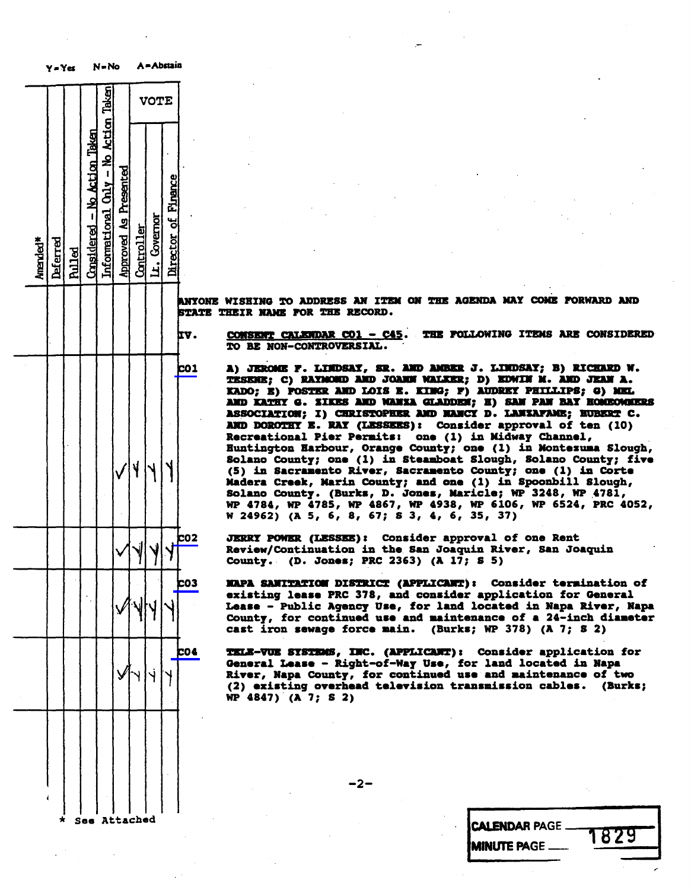Y=Yes N=No A=Abstain

| Amended* | Deferred | Pulled | Considered - No Action Taken | Informational Only - No Action Taken | Approved As Presented | VOTE: Controller | VOTE: Lt. Governor | VOTE: Director of Finance | Item |
|---|---|---|---|---|---|---|---|---|---|
| | | | | | | | | | ANYONE WISHING TO ADDRESS AN ITEM ON THE AGENDA MAY COME FORWARD AND STATE THEIR NAME FOR THE RECORD. |
| | | | | | | | | | **IV. CONSENT CALENDAR C01 - C45. THE FOLLOWING ITEMS ARE CONSIDERED TO BE NON-CONTROVERSIAL.** |
| | | | | | ✓ | Y | Y | Y | **C01** A) JEROME F. LINDSAY, SR. AND AMBER J. LINDSAY; B) RICHARD W. TESENE; C) RAYMOND AND JOANN WALKER; D) EDWIN M. AND JEAN A. KADO; E) FOSTER AND LOIS E. KING; F) AUDREY PHILLIPS; G) MEL AND KATHY G. SIKES AND WANZA GLADDEN; H) SAN PAN BAY HOMEOWNERS ASSOCIATION; I) CHRISTOPHER AND NANCY D. LANZAFAME; HUBERT C. AND DOROTHY E. RAY (LESSEES): Consider approval of ten (10) Recreational Pier Permits: one (1) in Midway Channel, Huntington Harbour, Orange County; one (1) in Montezuma Slough, Solano County; one (1) in Steamboat Slough, Solano County; five (5) in Sacramento River, Sacramento County; one (1) in Corte Madera Creek, Marin County; and one (1) in Spoonbill Slough, Solano County. (Burks, D. Jones, Maricle; WP 3248, WP 4781, WP 4784, WP 4785, WP 4867, WP 4938, WP 6106, WP 6524, PRC 4052, W 24962) (A 5, 6, 8, 67; S 3, 4, 6, 35, 37) |
| | | | | | ✓ | Y | Y | Y | **C02** JERRY POWER (LESSEE): Consider approval of one Rent Review/Continuation in the San Joaquin River, San Joaquin County. (D. Jones; PRC 2363) (A 17; S 5) |
| | | | | | ✓ | Y | Y | Y | **C03** NAPA SANITATION DISTRICT (APPLICANT): Consider termination of existing lease PRC 378, and consider application for General Lease - Public Agency Use, for land located in Napa River, Napa County, for continued use and maintenance of a 24-inch diameter cast iron sewage force main. (Burks; WP 378) (A 7; S 2) |
| | | | | | ✓ | Y | Y | Y | **C04** TELE-VUE SYSTEMS, INC. (APPLICANT): Consider application for General Lease - Right-of-Way Use, for land located in Napa River, Napa County, for continued use and maintenance of two (2) existing overhead television transmission cables. (Burks; WP 4847) (A 7; S 2) |

\* See Attached

CALENDAR PAGE
MINUTE PAGE 1829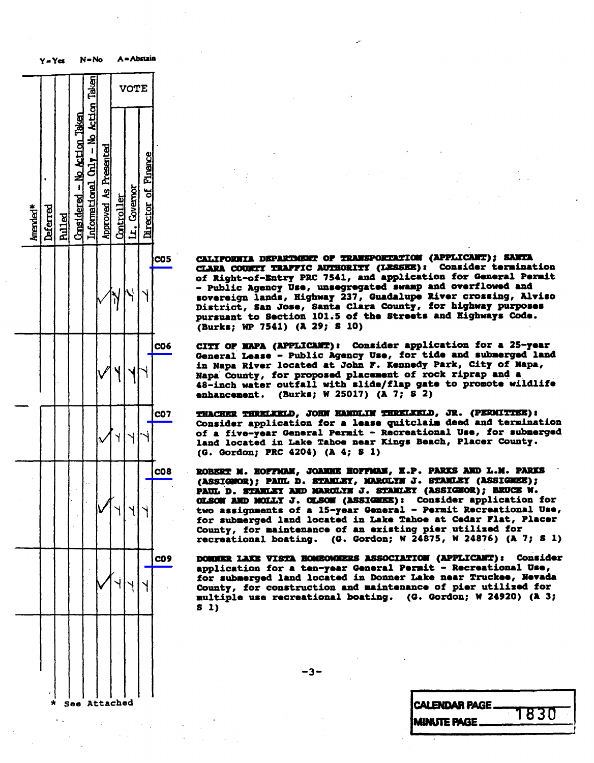Y=Yes N=No A=Abstain

| Amended* | Deferred | Pulled | Considered - No Action Taken | Informational Only - No Action Taken | Approved As Presented | VOTE | | | Item | Description |
|---|---|---|---|---|---|---|---|---|---|---|
| | | | | | | Controller | Lt. Governor | Director of Finance | | |
| | | | | | ✓ | Y | Y | Y | C05 | **CALIFORNIA DEPARTMENT OF TRANSPORTATION (APPLICANT); SANTA CLARA COUNTY TRAFFIC AUTHORITY (LESSEE):** Consider termination of Right-of-Entry PRC 7541, and application for General Permit - Public Agency Use, unsegregated swamp and overflowed and sovereign lands, Highway 237, Guadalupe River crossing, Alviso District, San Jose, Santa Clara County, for highway purposes pursuant to Section 101.5 of the Streets and Highways Code. (Burks; WP 7541) (A 29; S 10) |
| | | | | | ✓ | Y | Y | Y | C06 | **CITY OF NAPA (APPLICANT):** Consider application for a 25-year General Lease - Public Agency Use, for tide and submerged land in Napa River located at John F. Kennedy Park, City of Napa, Napa County, for proposed placement of rock riprap and a 48-inch water outfall with slide/flap gate to promote wildlife enhancement. (Burks; W 25017) (A 7; S 2) |
| | | | | | ✓ | Y | Y | Y | C07 | **THACHER THRELKELD, JOHN HAMDLIN THRELKELD, JR. (PERMITTEE):** Consider application for a lease quitclaim deed and termination of a five-year General Permit - Recreational Use, for submerged land located in Lake Tahoe near Kings Beach, Placer County. (G. Gordon; PRC 4204) (A 4; S 1) |
| | | | | | ✓ | Y | Y | Y | C08 | **ROBERT M. HOFFMAN, JOANNE HOFFMAN, H.P. PARKS AND L.M. PARKS (ASSIGNOR); PAUL D. STANLEY, MAROLYN J. STANLEY (ASSIGNEE); PAUL D. STANLEY AND MAROLYN J. STANLEY (ASSIGNOR); BRUCE W. OLSON AND MOLLY J. OLSON (ASSIGNEE):** Consider application for two assignments of a 15-year General - Permit Recreational Use, for submerged land located in Lake Tahoe at Cedar Flat, Placer County, for maintenance of an existing pier utilized for recreational boating. (G. Gordon; W 24875, W 24876) (A 7; S 1) |
| | | | | | ✓ | Y | Y | Y | C09 | **DONNER LAKE VISTA HOMEOWNERS ASSOCIATION (APPLICANT):** Consider application for a ten-year General Permit - Recreational Use, for submerged land located in Donner Lake near Truckee, Nevada County, for construction and maintenance of pier utilized for multiple use recreational boating. (G. Gordon; W 24920) (A 3; S 1) |

\* See Attached

CALENDAR PAGE
MINUTE PAGE 1830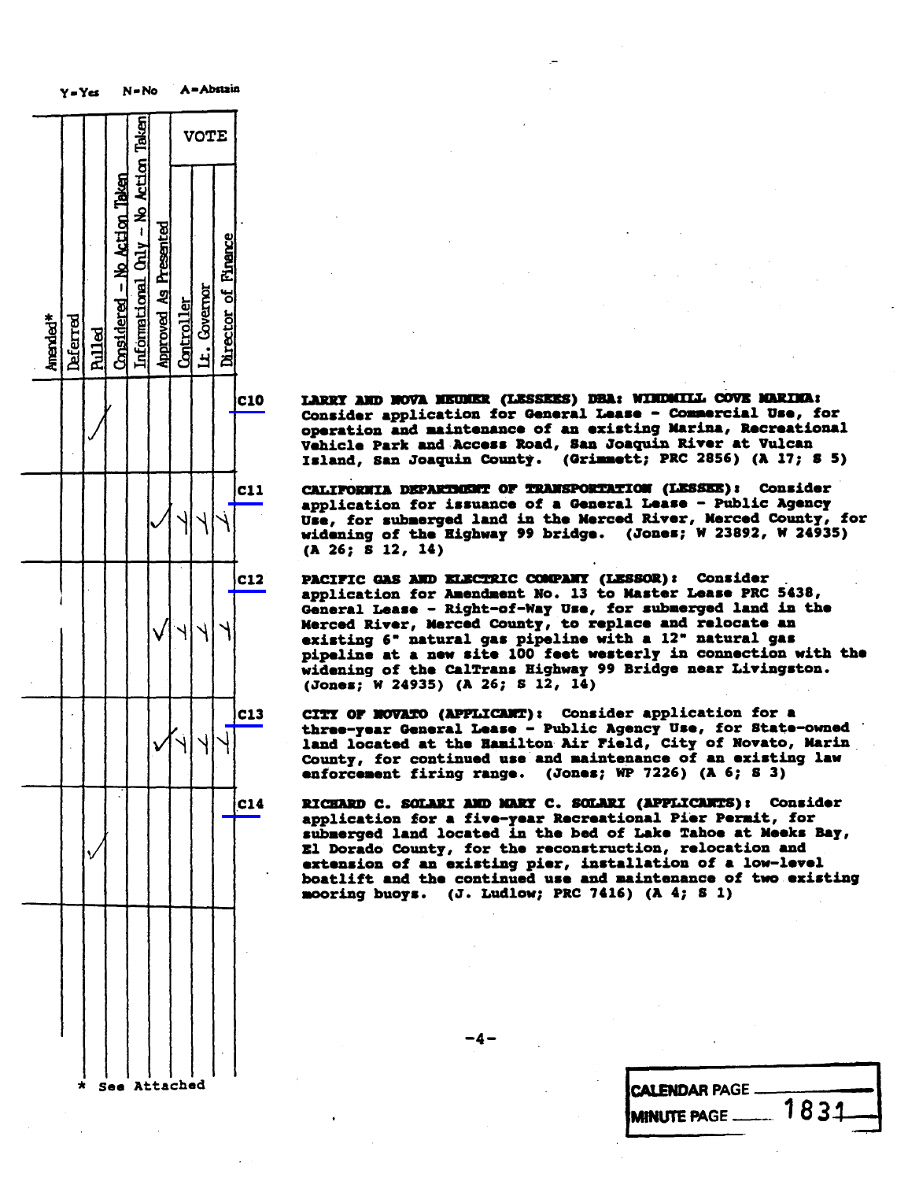Y=Yes N=No A=Abstain

| Amended* | Deferred | Pulled | Considered - No Action Taken | Informational Only - No Action Taken | Approved As Presented | VOTE: Controller | VOTE: Lt. Governor | VOTE: Director of Finance | Item | Description |
|---|---|---|---|---|---|---|---|---|---|---|
| | | ✓ | | | | | | | C10 | **LARRY AND NOVA MEUNER (LESSEES) DBA: WINDMILL COVE MARINA:** Consider application for General Lease - Commercial Use, for operation and maintenance of an existing Marina, Recreational Vehicle Park and Access Road, San Joaquin River at Vulcan Island, San Joaquin County. (Grimmett; PRC 2856) (A 17; S 5) |
| | | | | | ✓ | Y | Y | Y | C11 | **CALIFORNIA DEPARTMENT OF TRANSPORTATION (LESSEE):** Consider application for issuance of a General Lease - Public Agency Use, for submerged land in the Merced River, Merced County, for widening of the Highway 99 bridge. (Jones; W 23892, W 24935) (A 26; S 12, 14) |
| | | | | | ✓ | Y | Y | Y | C12 | **PACIFIC GAS AND ELECTRIC COMPANY (LESSOR):** Consider application for Amendment No. 13 to Master Lease PRC 5438, General Lease - Right-of-Way Use, for submerged land in the Merced River, Merced County, to replace and relocate an existing 6" natural gas pipeline with a 12" natural gas pipeline at a new site 100 feet westerly in connection with the widening of the CalTrans Highway 99 Bridge near Livingston. (Jones; W 24935) (A 26; S 12, 14) |
| | | | | | ✓ | Y | Y | Y | C13 | **CITY OF NOVATO (APPLICANT):** Consider application for a three-year General Lease - Public Agency Use, for State-owned land located at the Hamilton Air Field, City of Novato, Marin County, for continued use and maintenance of an existing law enforcement firing range. (Jones; WP 7226) (A 6; S 3) |
| | | ✓ | | | | | | | C14 | **RICHARD C. SOLARI AND MARY C. SOLARI (APPLICANTS):** Consider application for a five-year Recreational Pier Permit, for submerged land located in the bed of Lake Tahoe at Meeks Bay, El Dorado County, for the reconstruction, relocation and extension of an existing pier, installation of a low-level boatlift and the continued use and maintenance of two existing mooring buoys. (J. Ludlow; PRC 7416) (A 4; S 1) |

\* See Attached

CALENDAR PAGE ______

MINUTE PAGE 1831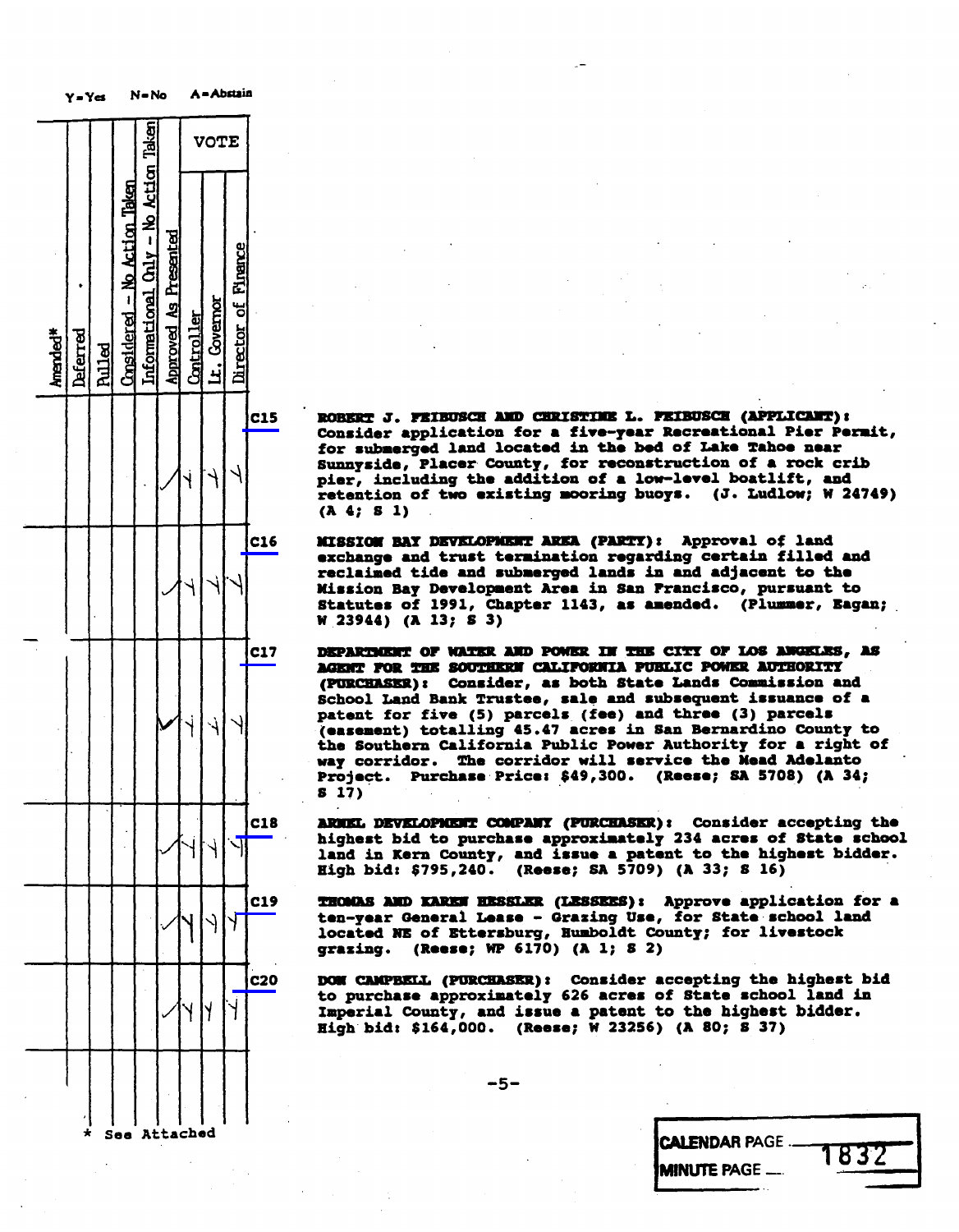Y = Yes N = No A = Abstain

| Amended* | Deferred | Pulled | Considered - No Action Taken | Informational Only - No Action Taken | Approved As Presented | VOTE Controller | Lt. Governor | Director of Finance | Item | Description |
|---|---|---|---|---|---|---|---|---|---|---|
| | | | | | ✓ | Y | Y | Y | C15 | **ROBERT J. FEIBUSCH AND CHRISTINE L. FEIBUSCH (APPLICANT):** Consider application for a five-year Recreational Pier Permit, for submerged land located in the bed of Lake Tahoe near Sunnyside, Placer County, for reconstruction of a rock crib pier, including the addition of a low-level boatlift, and retention of two existing mooring buoys. (J. Ludlow; W 24749) (A 4; S 1) |
| | | | | | ✓ | Y | Y | Y | C16 | **MISSION BAY DEVELOPMENT AREA (PARTY):** Approval of land exchange and trust termination regarding certain filled and reclaimed tide and submerged lands in and adjacent to the Mission Bay Development Area in San Francisco, pursuant to Statutes of 1991, Chapter 1143, as amended. (Plummer, Eagan; W 23944) (A 13; S 3) |
| | | | | | ✓ | Y | Y | Y | C17 | **DEPARTMENT OF WATER AND POWER IN THE CITY OF LOS ANGELES, AS AGENT FOR THE SOUTHERN CALIFORNIA PUBLIC POWER AUTHORITY (PURCHASER):** Consider, as both State Lands Commission and School Land Bank Trustee, sale and subsequent issuance of a patent for five (5) parcels (fee) and three (3) parcels (easement) totalling 45.47 acres in San Bernardino County to the Southern California Public Power Authority for a right of way corridor. The corridor will service the Mead Adelanto Project. Purchase Price: $49,300. (Reese; SA 5708) (A 34; S 17) |
| | | | | | ✓ | Y | Y | Y | C18 | **ARMEL DEVELOPMENT COMPANY (PURCHASER):** Consider accepting the highest bid to purchase approximately 234 acres of State school land in Kern County, and issue a patent to the highest bidder. High bid: $795,240. (Reese; SA 5709) (A 33; S 16) |
| | | | | | ✓ | Y | Y | Y | C19 | **THOMAS AND KAREN HESSLER (LESSEES):** Approve application for a ten-year General Lease - Grazing Use, for State school land located NE of Ettersburg, Humboldt County; for livestock grazing. (Reese; WP 6170) (A 1; S 2) |
| | | | | | ✓ | Y | Y | Y | C20 | **DON CAMPBELL (PURCHASER):** Consider accepting the highest bid to purchase approximately 626 acres of State school land in Imperial County, and issue a patent to the highest bidder. High bid: $164,000. (Reese; W 23256) (A 80; S 37) |

\* See Attached

CALENDAR PAGE

MINUTE PAGE 1832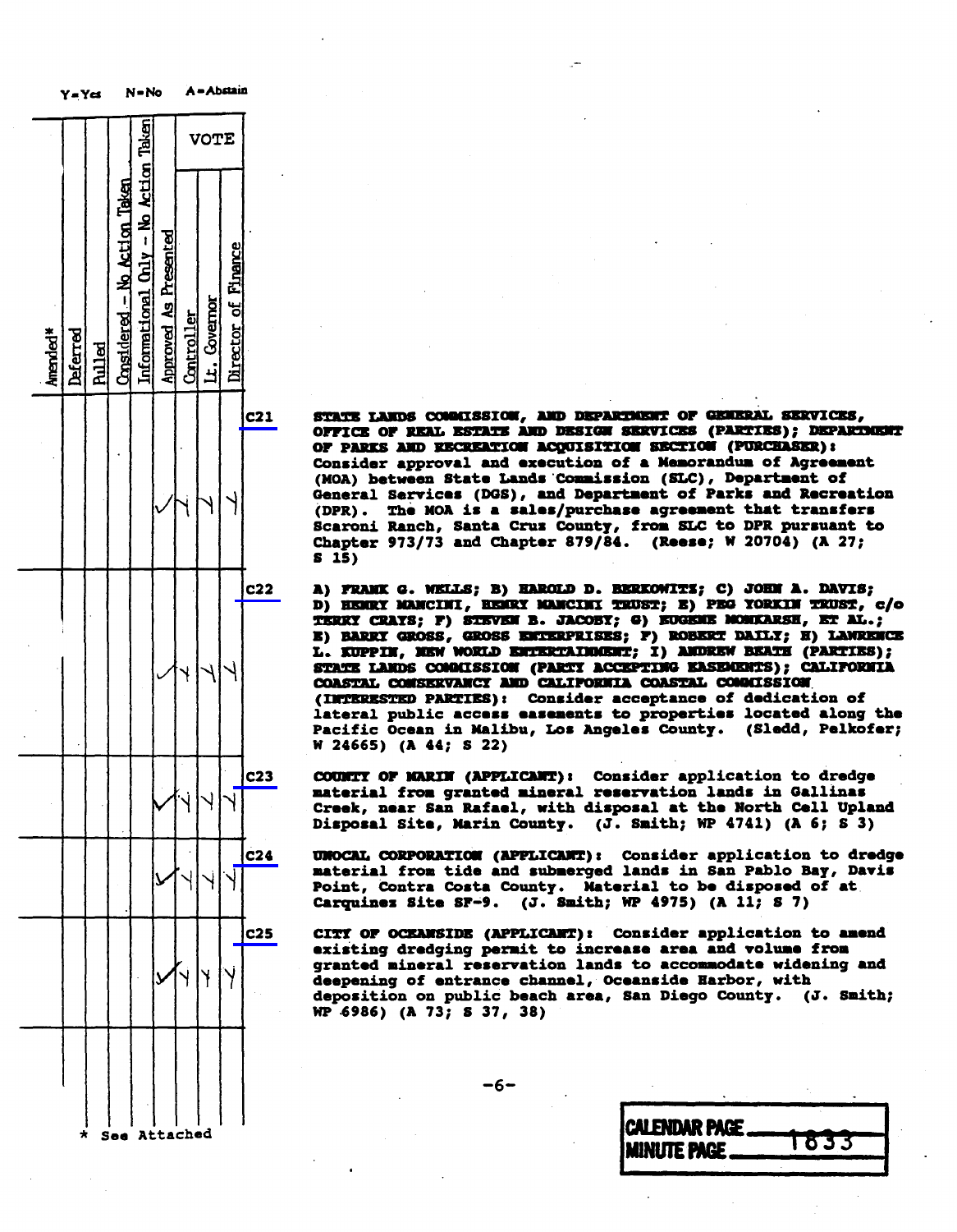Y=Yes N=No A=Abstain

| Amended* | Deferred | Pulled | Considered - No Action Taken | Informational Only - No Action Taken | Approved As Presented | VOTE: Controller | VOTE: Lt. Governor | VOTE: Director of Finance | Item | Description |
|---|---|---|---|---|---|---|---|---|---|---|
| | | | | | ✓ | Y | Y | Y | C21 | **STATE LANDS COMMISSION, AND DEPARTMENT OF GENERAL SERVICES, OFFICE OF REAL ESTATE AND DESIGN SERVICES (PARTIES); DEPARTMENT OF PARKS AND RECREATION ACQUISITION SECTION (PURCHASER):** Consider approval and execution of a Memorandum of Agreement (MOA) between State Lands Commission (SLC), Department of General Services (DGS), and Department of Parks and Recreation (DPR). The MOA is a sales/purchase agreement that transfers Scaroni Ranch, Santa Cruz County, from SLC to DPR pursuant to Chapter 973/73 and Chapter 879/84. (Reese; W 20704) (A 27; S 15) |
| | | | | | ✓ | Y | Y | Y | C22 | **A) FRANK G. WELLS; B) HAROLD D. BERKOWITZ; C) JOHN A. DAVIS; D) HENRY MANCINI, HENRY MANCINI TRUST; E) PEG YORKIN TRUST, c/o TERRY CRAYS; F) STEVEN B. JACOBY; G) EUGENE MONKARSH, ET AL.; E) BARRY GROSS, GROSS ENTERPRISES; F) ROBERT DAILY; H) LAWRENCE L. KUPPIN, NEW WORLD ENTERTAINMENT; I) ANDREW BEATH (PARTIES); STATE LANDS COMMISSION (PARTY ACCEPTING EASEMENTS); CALIFORNIA COASTAL CONSERVANCY AND CALIFORNIA COASTAL COMMISSION (INTERESTED PARTIES):** Consider acceptance of dedication of lateral public access easements to properties located along the Pacific Ocean in Malibu, Los Angeles County. (Sledd, Pelkofer; W 24665) (A 44; S 22) |
| | | | | | ✓ | Y | Y | Y | C23 | **COUNTY OF MARIN (APPLICANT):** Consider application to dredge material from granted mineral reservation lands in Gallinas Creek, near San Rafael, with disposal at the North Cell Upland Disposal Site, Marin County. (J. Smith; WP 4741) (A 6; S 3) |
| | | | | | ✓ | Y | Y | Y | C24 | **UNOCAL CORPORATION (APPLICANT):** Consider application to dredge material from tide and submerged lands in San Pablo Bay, Davis Point, Contra Costa County. Material to be disposed of at Carquinez Site SF-9. (J. Smith; WP 4975) (A 11; S 7) |
| | | | | | ✓ | Y | Y | Y | C25 | **CITY OF OCEANSIDE (APPLICANT):** Consider application to amend existing dredging permit to increase area and volume from granted mineral reservation lands to accommodate widening and deepening of entrance channel, Oceanside Harbor, with deposition on public beach area, San Diego County. (J. Smith; WP 6986) (A 73; S 37, 38) |

\* See Attached

CALENDAR PAGE ______
MINUTE PAGE 1833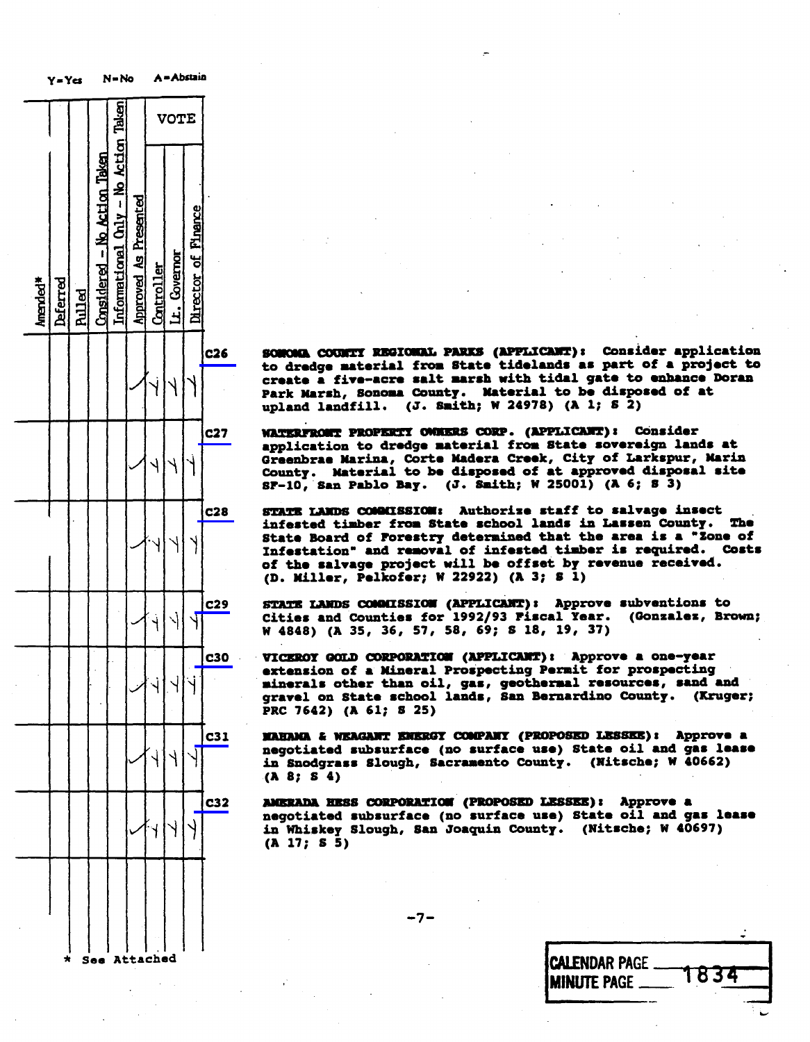Y=Yes N=No A=Abstain

| Amended* | Deferred | Pulled | Considered - No Action Taken | Informational Only - No Action Taken | Approved As Presented | VOTE Controller | VOTE Lt. Governor | VOTE Director of Finance | Item | Description |
|---|---|---|---|---|---|---|---|---|---|---|
| | | | | | ✓ | Y | Y | Y | C26 | **SONOMA COUNTY REGIONAL PARKS (APPLICANT):** Consider application to dredge material from State tidelands as part of a project to create a five-acre salt marsh with tidal gate to enhance Doran Park Marsh, Sonoma County. Material to be disposed of at upland landfill. (J. Smith; W 24978) (A 1; S 2) |
| | | | | | ✓ | Y | Y | Y | C27 | **WATERFRONT PROPERTY OWNERS CORP. (APPLICANT):** Consider application to dredge material from State sovereign lands at Greenbrae Marina, Corte Madera Creek, City of Larkspur, Marin County. Material to be disposed of at approved disposal site SF-10, San Pablo Bay. (J. Smith; W 25001) (A 6; S 3) |
| | | | | | ✓ | Y | Y | Y | C28 | **STATE LANDS COMMISSION:** Authorize staff to salvage insect infested timber from State school lands in Lassen County. The State Board of Forestry determined that the area is a "Zone of Infestation" and removal of infested timber is required. Costs of the salvage project will be offset by revenue received. (D. Miller, Pelkofer; W 22922) (A 3; S 1) |
| | | | | | ✓ | Y | Y | Y | C29 | **STATE LANDS COMMISSION (APPLICANT):** Approve subventions to Cities and Counties for 1992/93 Fiscal Year. (Gonzalez, Brown; W 4848) (A 35, 36, 57, 58, 69; S 18, 19, 37) |
| | | | | | ✓ | Y | Y | Y | C30 | **VICEROY GOLD CORPORATION (APPLICANT):** Approve a one-year extension of a Mineral Prospecting Permit for prospecting minerals other than oil, gas, geothermal resources, sand and gravel on State school lands, San Bernardino County. (Kruger; PRC 7642) (A 61; S 25) |
| | | | | | ✓ | Y | Y | Y | C31 | **NAHAMA & WEAGANT ENERGY COMPANY (PROPOSED LESSEE):** Approve a negotiated subsurface (no surface use) State oil and gas lease in Snodgrass Slough, Sacramento County. (Nitsche; W 40662) (A 8; S 4) |
| | | | | | ✓ | Y | Y | Y | C32 | **AMERADA HESS CORPORATION (PROPOSED LESSEE):** Approve a negotiated subsurface (no surface use) State oil and gas lease in Whiskey Slough, San Joaquin County. (Nitsche; W 40697) (A 17; S 5) |

\* See Attached

CALENDAR PAGE
MINUTE PAGE 1834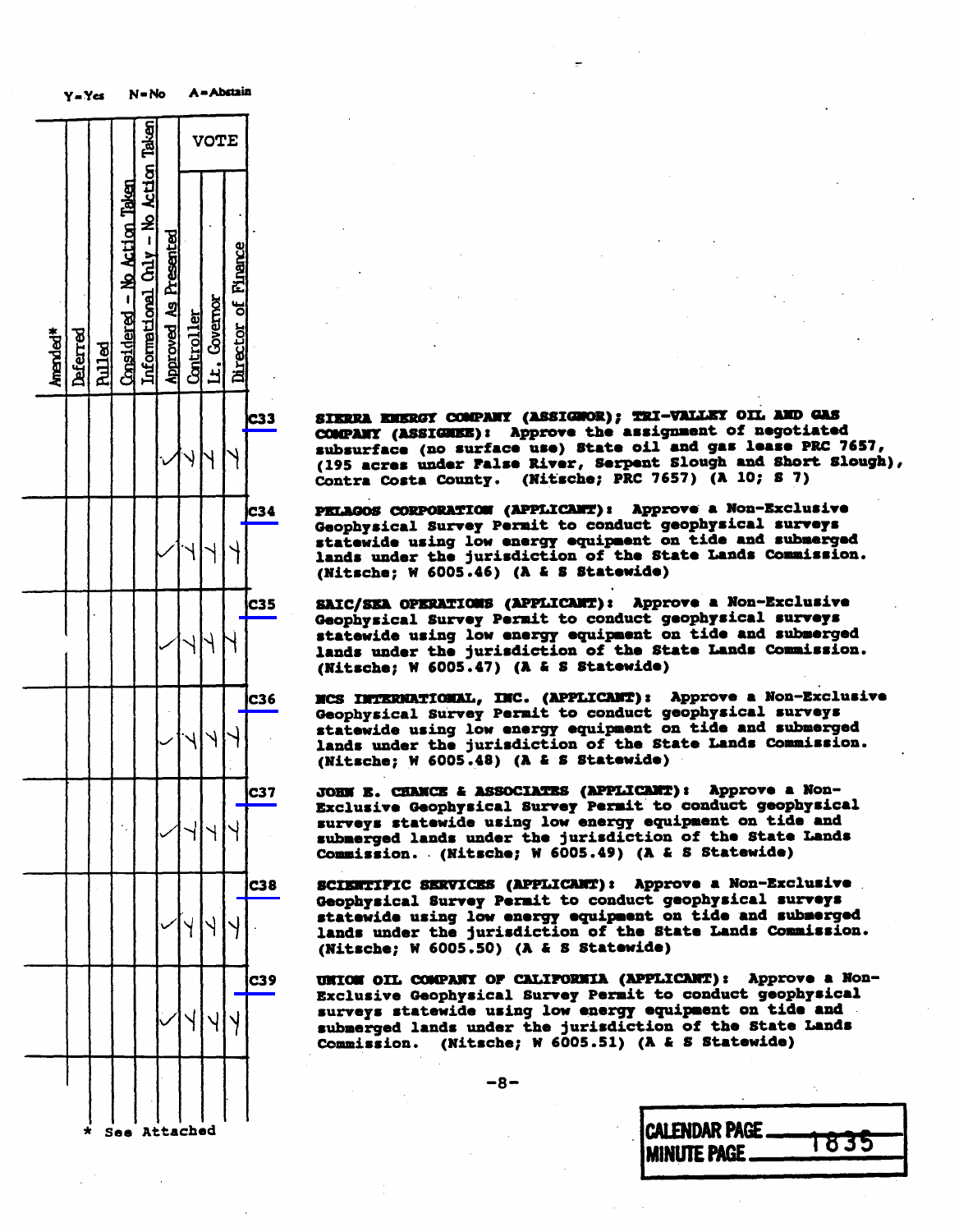Y=Yes N=No A=Abstain

| Amended* | Deferred | Pulled | Considered - No Action Taken | Informational Only - No Action Taken | Approved As Presented | VOTE | | | Item | Description |
|---|---|---|---|---|---|---|---|---|---|---|
| | | | | | | Controller | Lt. Governor | Director of Finance | | |
| | | | | | ✓ | Y | Y | Y | C33 | **SIERRA ENERGY COMPANY (ASSIGNOR); TRI-VALLEY OIL AND GAS COMPANY (ASSIGNEE):** Approve the assignment of negotiated subsurface (no surface use) State oil and gas lease PRC 7657, (195 acres under False River, Serpent Slough and Short Slough), Contra Costa County. (Nitsche; PRC 7657) (A 10; S 7) |
| | | | | | ✓ | Y | Y | Y | C34 | **PELAGOS CORPORATION (APPLICANT):** Approve a Non-Exclusive Geophysical Survey Permit to conduct geophysical surveys statewide using low energy equipment on tide and submerged lands under the jurisdiction of the State Lands Commission. (Nitsche; W 6005.46) (A & S Statewide) |
| | | | | | ✓ | Y | Y | Y | C35 | **SAIC/SEA OPERATIONS (APPLICANT):** Approve a Non-Exclusive Geophysical Survey Permit to conduct geophysical surveys statewide using low energy equipment on tide and submerged lands under the jurisdiction of the State Lands Commission. (Nitsche; W 6005.47) (A & S Statewide) |
| | | | | | ✓ | Y | Y | Y | C36 | **MCS INTERNATIONAL, INC. (APPLICANT):** Approve a Non-Exclusive Geophysical Survey Permit to conduct geophysical surveys statewide using low energy equipment on tide and submerged lands under the jurisdiction of the State Lands Commission. (Nitsche; W 6005.48) (A & S Statewide) |
| | | | | | ✓ | Y | Y | Y | C37 | **JOHN E. CHANCE & ASSOCIATES (APPLICANT):** Approve a Non-Exclusive Geophysical Survey Permit to conduct geophysical surveys statewide using low energy equipment on tide and submerged lands under the jurisdiction of the State Lands Commission. (Nitsche; W 6005.49) (A & S Statewide) |
| | | | | | ✓ | Y | Y | Y | C38 | **SCIENTIFIC SERVICES (APPLICANT):** Approve a Non-Exclusive Geophysical Survey Permit to conduct geophysical surveys statewide using low energy equipment on tide and submerged lands under the jurisdiction of the State Lands Commission. (Nitsche; W 6005.50) (A & S Statewide) |
| | | | | | ✓ | Y | Y | Y | C39 | **UNION OIL COMPANY OF CALIFORNIA (APPLICANT):** Approve a Non-Exclusive Geophysical Survey Permit to conduct geophysical surveys statewide using low energy equipment on tide and submerged lands under the jurisdiction of the State Lands Commission. (Nitsche; W 6005.51) (A & S Statewide) |

\* See Attached

CALENDAR PAGE
MINUTE PAGE 1835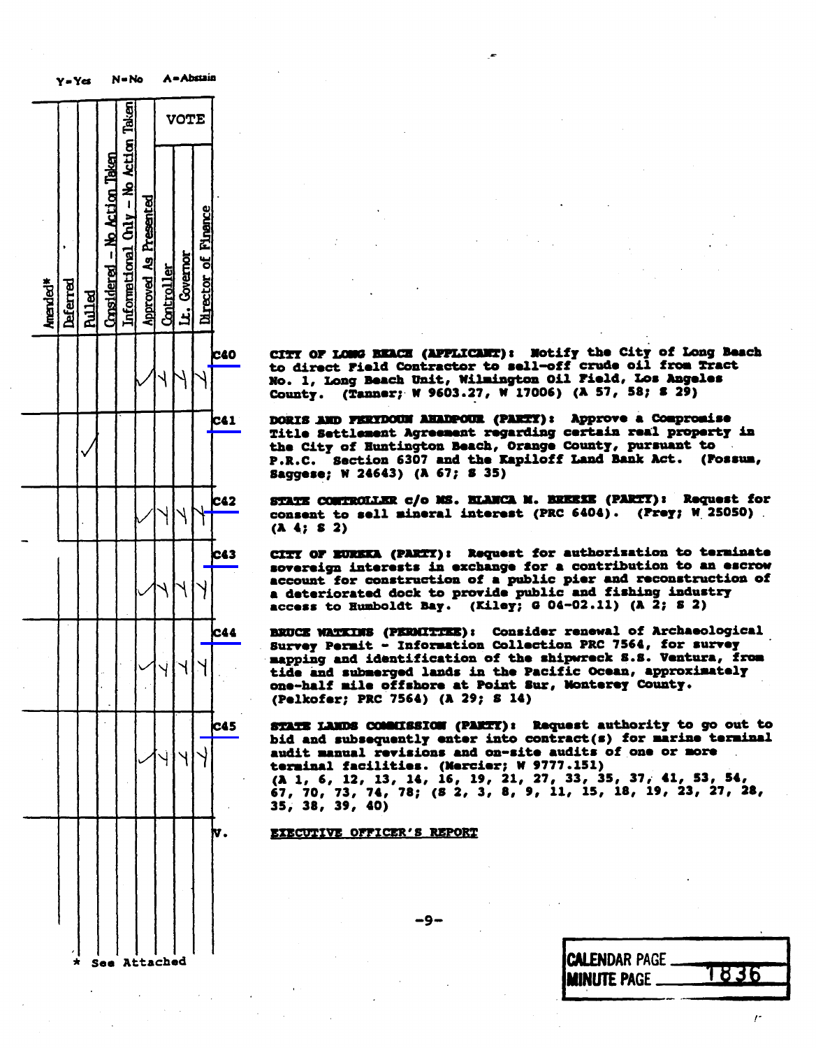Y = Yes N = No A = Abstain

| Amended* | Deferred | Pulled | Considered - No Action Taken | Informational Only - No Action Taken | Approved As Presented | VOTE: Controller | VOTE: Lt. Governor | VOTE: Director of Finance | Item | Description |
|---|---|---|---|---|---|---|---|---|---|---|
| | | | | | ✓ | Y | Y | Y | C40 | **CITY OF LONG BEACH (APPLICANT):** Notify the City of Long Beach to direct Field Contractor to sell-off crude oil from Tract No. 1, Long Beach Unit, Wilmington Oil Field, Los Angeles County. (Tanner; W 9603.27, W 17006) (A 57, 58; S 29) |
| | | ✓ | | | | | | | C41 | **DORIS AND FERYDOUN AHADPOUR (PARTY):** Approve a Compromise Title Settlement Agreement regarding certain real property in the City of Huntington Beach, Orange County, pursuant to P.R.C. Section 6307 and the Kapiloff Land Bank Act. (Possum, Saggese; W 24643) (A 67; S 35) |
| | | | | | ✓ | Y | Y | Y | C42 | **STATE CONTROLLER c/o MS. BLANCA M. BREEZE (PARTY):** Request for consent to sell mineral interest (PRC 6404). (Frey; W 25050) (A 4; S 2) |
| | | | | | ✓ | Y | Y | Y | C43 | **CITY OF EUREKA (PARTY):** Request for authorization to terminate sovereign interests in exchange for a contribution to an escrow account for construction of a public pier and reconstruction of a deteriorated dock to provide public and fishing industry access to Humboldt Bay. (Kiley; G 04-02.11) (A 2; S 2) |
| | | | | | ✓ | Y | Y | Y | C44 | **BRUCE WATKINS (PERMITTEE):** Consider renewal of Archaeological Survey Permit - Information Collection PRC 7564, for survey mapping and identification of the shipwreck S.S. Ventura, from tide and submerged lands in the Pacific Ocean, approximately one-half mile offshore at Point Sur, Monterey County. (Pelkofer; PRC 7564) (A 29; S 14) |
| | | | | | ✓ | Y | Y | Y | C45 | **STATE LANDS COMMISSION (PARTY):** Request authority to go out to bid and subsequently enter into contract(s) for marine terminal audit manual revisions and on-site audits of one or more terminal facilities. (Mercier; W 9777.151) (A 1, 6, 12, 13, 14, 16, 19, 21, 27, 33, 35, 37, 41, 53, 54, 67, 70, 73, 74, 78; (S 2, 3, 8, 9, 11, 15, 18, 19, 23, 27, 28, 35, 38, 39, 40) |
| | | | | | | | | | V. | **EXECUTIVE OFFICER'S REPORT** |

\* See Attached

CALENDAR PAGE

MINUTE PAGE 1836